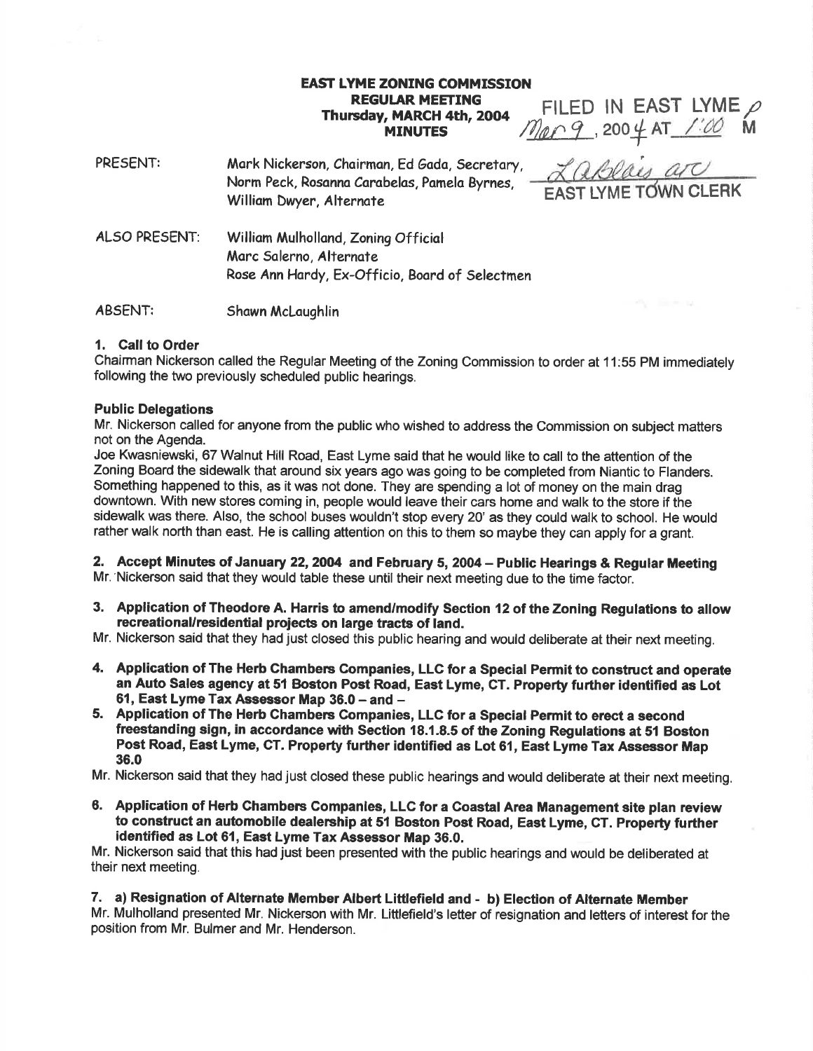# EAST LYME ZONING COMMISSION
## REGULAR MEETING
## Thursday, MARCH 4th, 2004
## MINUTES

FILED IN EAST LYME
Mar 9, 2004 AT 1:00 PM
LaBlais asc
EAST LYME TOWN CLERK

PRESENT: Mark Nickerson, Chairman, Ed Gada, Secretary, Norm Peck, Rosanna Carabelas, Pamela Byrnes, William Dwyer, Alternate

ALSO PRESENT: William Mulholland, Zoning Official
Marc Salerno, Alternate
Rose Ann Hardy, Ex-Officio, Board of Selectmen

ABSENT: Shawn McLaughlin

**1. Call to Order**

Chairman Nickerson called the Regular Meeting of the Zoning Commission to order at 11:55 PM immediately following the two previously scheduled public hearings.

**Public Delegations**

Mr. Nickerson called for anyone from the public who wished to address the Commission on subject matters not on the Agenda.

Joe Kwasniewski, 67 Walnut Hill Road, East Lyme said that he would like to call to the attention of the Zoning Board the sidewalk that around six years ago was going to be completed from Niantic to Flanders. Something happened to this, as it was not done. They are spending a lot of money on the main drag downtown. With new stores coming in, people would leave their cars home and walk to the store if the sidewalk was there. Also, the school buses wouldn't stop every 20' as they could walk to school. He would rather walk north than east. He is calling attention on this to them so maybe they can apply for a grant.

**2. Accept Minutes of January 22, 2004 and February 5, 2004 – Public Hearings & Regular Meeting**

Mr. Nickerson said that they would table these until their next meeting due to the time factor.

**3. Application of Theodore A. Harris to amend/modify Section 12 of the Zoning Regulations to allow recreational/residential projects on large tracts of land.**

Mr. Nickerson said that they had just closed this public hearing and would deliberate at their next meeting.

**4. Application of The Herb Chambers Companies, LLC for a Special Permit to construct and operate an Auto Sales agency at 51 Boston Post Road, East Lyme, CT. Property further identified as Lot 61, East Lyme Tax Assessor Map 36.0 – and –**

**5. Application of The Herb Chambers Companies, LLC for a Special Permit to erect a second freestanding sign, in accordance with Section 18.1.8.5 of the Zoning Regulations at 51 Boston Post Road, East Lyme, CT. Property further identified as Lot 61, East Lyme Tax Assessor Map 36.0**

Mr. Nickerson said that they had just closed these public hearings and would deliberate at their next meeting.

**6. Application of Herb Chambers Companies, LLC for a Coastal Area Management site plan review to construct an automobile dealership at 51 Boston Post Road, East Lyme, CT. Property further identified as Lot 61, East Lyme Tax Assessor Map 36.0.**

Mr. Nickerson said that this had just been presented with the public hearings and would be deliberated at their next meeting.

**7. a) Resignation of Alternate Member Albert Littlefield and - b) Election of Alternate Member**

Mr. Mulholland presented Mr. Nickerson with Mr. Littlefield's letter of resignation and letters of interest for the position from Mr. Bulmer and Mr. Henderson.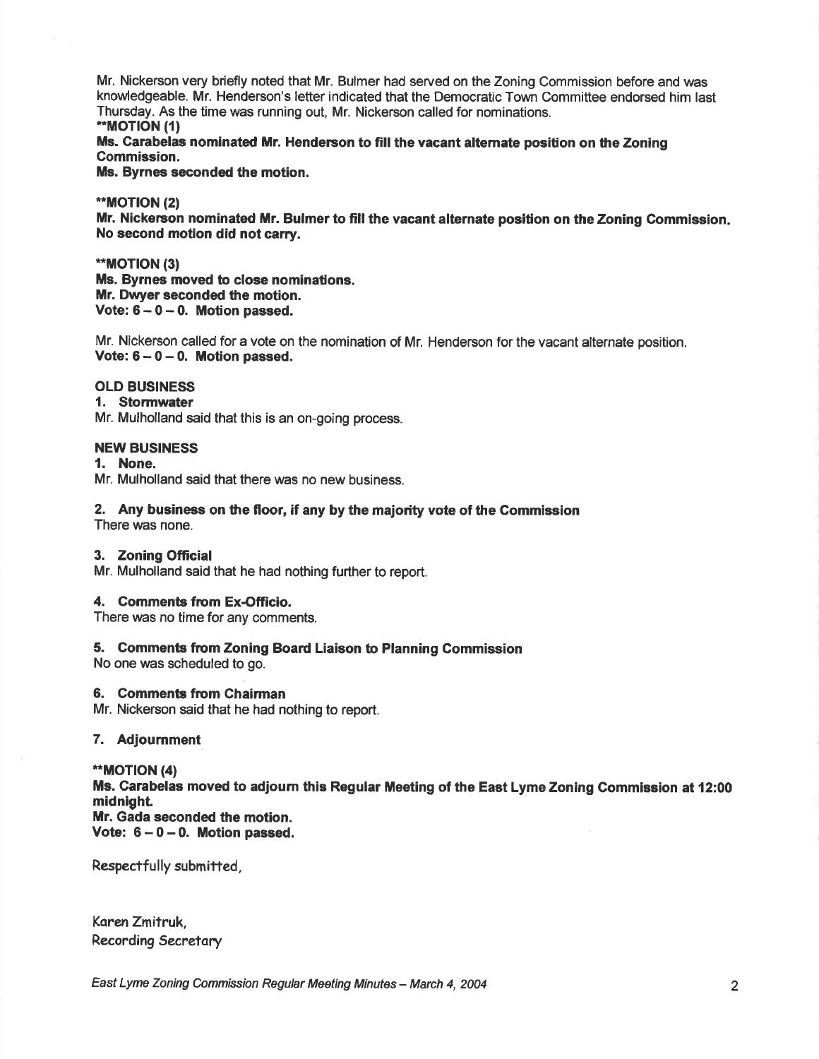Mr. Nickerson very briefly noted that Mr. Bulmer had served on the Zoning Commission before and was knowledgeable. Mr. Henderson's letter indicated that the Democratic Town Committee endorsed him last Thursday. As the time was running out, Mr. Nickerson called for nominations.

**\*\*MOTION (1)**
**Ms. Carabelas nominated Mr. Henderson to fill the vacant alternate position on the Zoning Commission.**
**Ms. Byrnes seconded the motion.**

**\*\*MOTION (2)**
**Mr. Nickerson nominated Mr. Bulmer to fill the vacant alternate position on the Zoning Commission.**
**No second motion did not carry.**

**\*\*MOTION (3)**
**Ms. Byrnes moved to close nominations.**
**Mr. Dwyer seconded the motion.**
**Vote: 6 – 0 – 0. Motion passed.**

Mr. Nickerson called for a vote on the nomination of Mr. Henderson for the vacant alternate position.
**Vote: 6 – 0 – 0. Motion passed.**

**OLD BUSINESS**

**1. Stormwater**
Mr. Mulholland said that this is an on-going process.

**NEW BUSINESS**

**1. None.**
Mr. Mulholland said that there was no new business.

**2. Any business on the floor, if any by the majority vote of the Commission**
There was none.

**3. Zoning Official**
Mr. Mulholland said that he had nothing further to report.

**4. Comments from Ex-Officio.**
There was no time for any comments.

**5. Comments from Zoning Board Liaison to Planning Commission**
No one was scheduled to go.

**6. Comments from Chairman**
Mr. Nickerson said that he had nothing to report.

**7. Adjournment**

**\*\*MOTION (4)**
**Ms. Carabelas moved to adjourn this Regular Meeting of the East Lyme Zoning Commission at 12:00 midnight.**
**Mr. Gada seconded the motion.**
**Vote: 6 – 0 – 0. Motion passed.**

Respectfully submitted,

Karen Zmitruk,
Recording Secretary